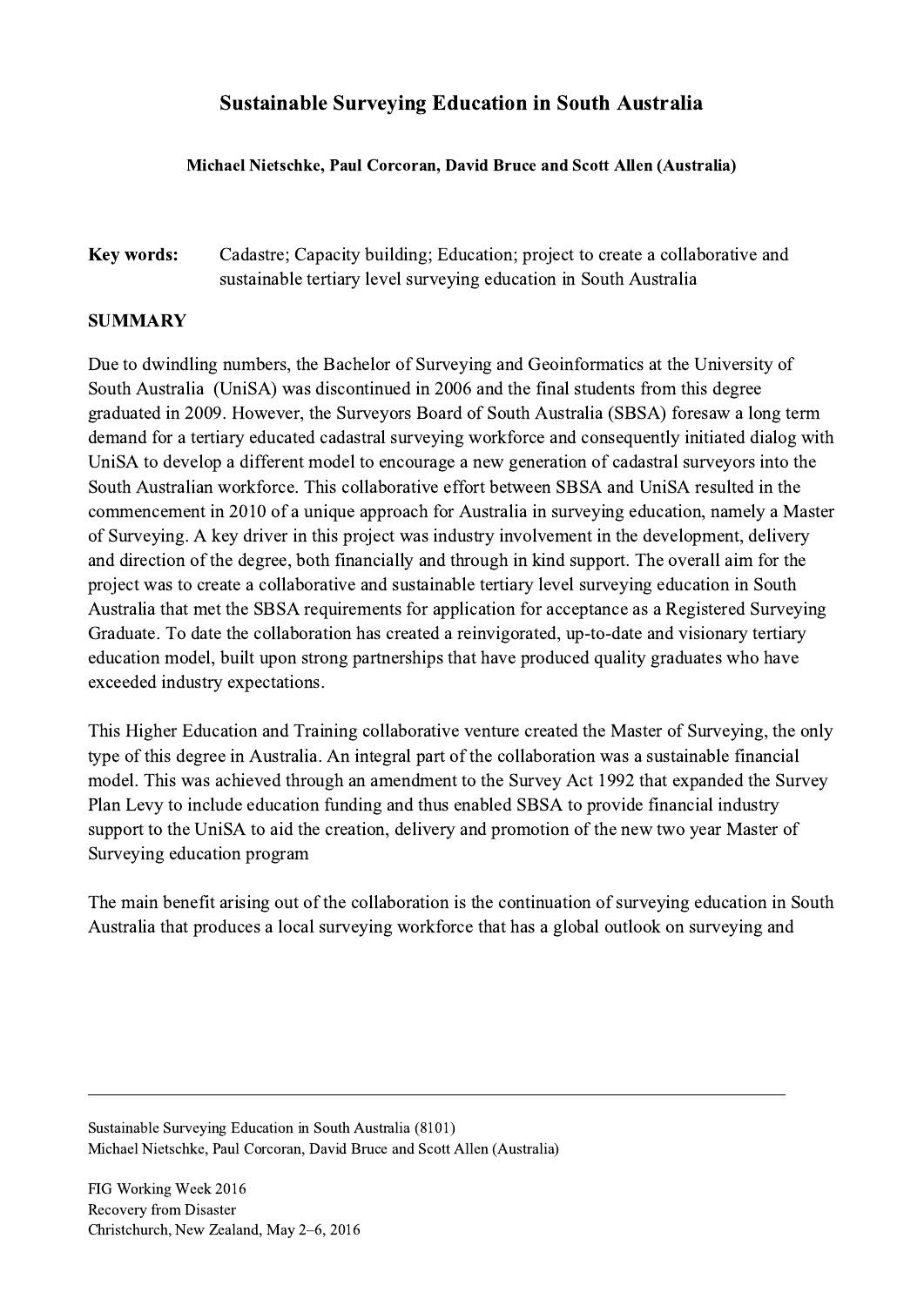# Sustainable Surveying Education in South Australia

**Michael Nietschke, Paul Corcoran, David Bruce and Scott Allen (Australia)**

**Key words:** Cadastre; Capacity building; Education; project to create a collaborative and sustainable tertiary level surveying education in South Australia

## SUMMARY

Due to dwindling numbers, the Bachelor of Surveying and Geoinformatics at the University of South Australia (UniSA) was discontinued in 2006 and the final students from this degree graduated in 2009. However, the Surveyors Board of South Australia (SBSA) foresaw a long term demand for a tertiary educated cadastral surveying workforce and consequently initiated dialog with UniSA to develop a different model to encourage a new generation of cadastral surveyors into the South Australian workforce. This collaborative effort between SBSA and UniSA resulted in the commencement in 2010 of a unique approach for Australia in surveying education, namely a Master of Surveying. A key driver in this project was industry involvement in the development, delivery and direction of the degree, both financially and through in kind support. The overall aim for the project was to create a collaborative and sustainable tertiary level surveying education in South Australia that met the SBSA requirements for application for acceptance as a Registered Surveying Graduate. To date the collaboration has created a reinvigorated, up-to-date and visionary tertiary education model, built upon strong partnerships that have produced quality graduates who have exceeded industry expectations.

This Higher Education and Training collaborative venture created the Master of Surveying, the only type of this degree in Australia. An integral part of the collaboration was a sustainable financial model. This was achieved through an amendment to the Survey Act 1992 that expanded the Survey Plan Levy to include education funding and thus enabled SBSA to provide financial industry support to the UniSA to aid the creation, delivery and promotion of the new two year Master of Surveying education program

The main benefit arising out of the collaboration is the continuation of surveying education in South Australia that produces a local surveying workforce that has a global outlook on surveying and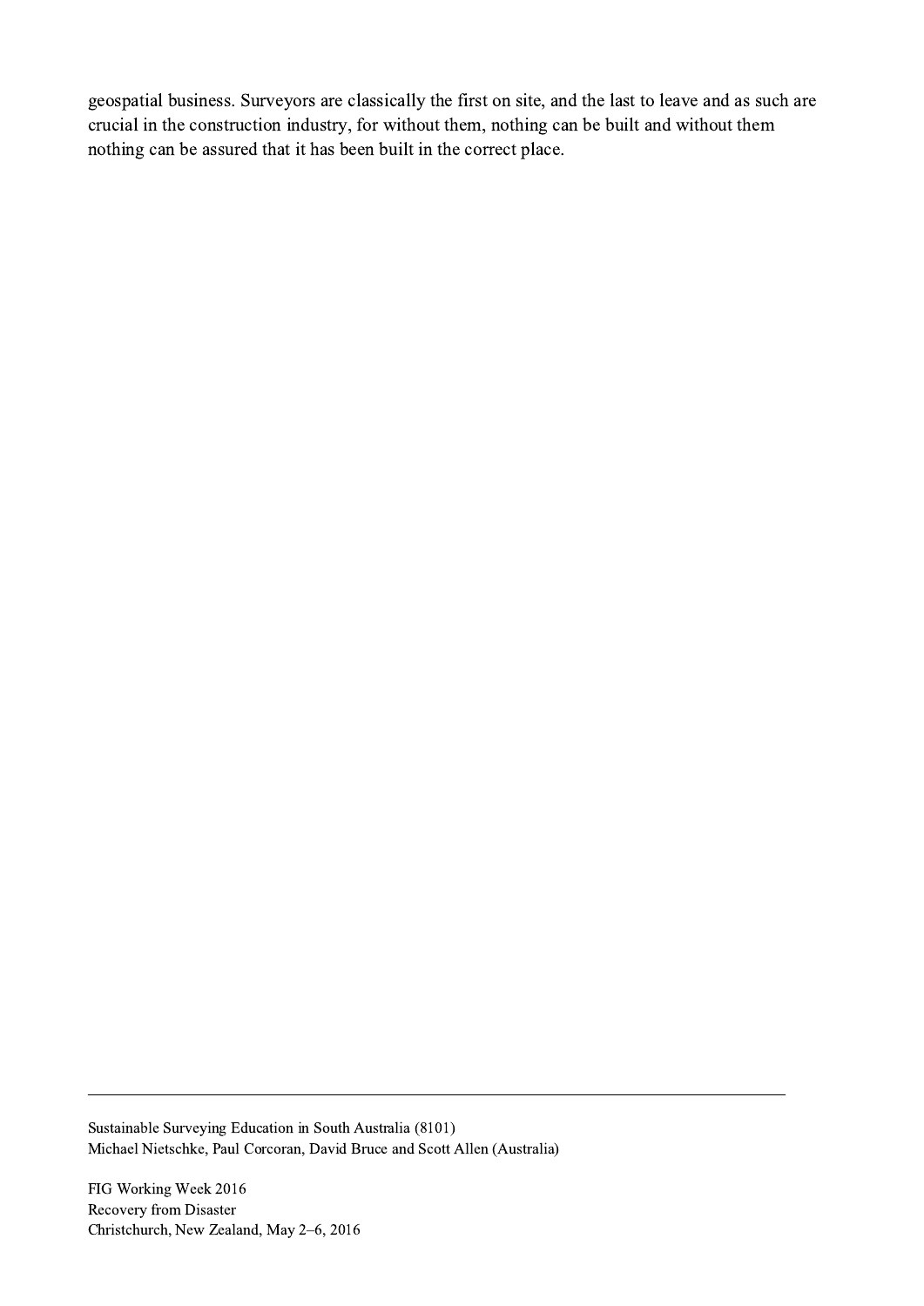geospatial business. Surveyors are classically the first on site, and the last to leave and as such are crucial in the construction industry, for without them, nothing can be built and without them nothing can be assured that it has been built in the correct place.